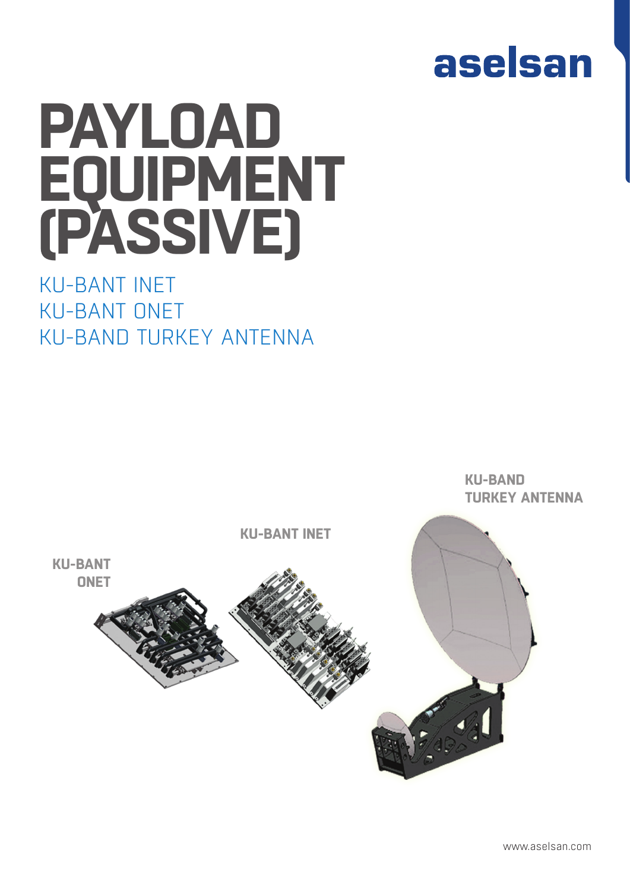aselsan

# PAYLOAD EQUIPMENT (PASSIVE)

KU-BANT INET
KU-BANT ONET
KU-BAND TURKEY ANTENNA

KU-BAND TURKEY ANTENNA

KU-BANT INET

KU-BANT ONET

www.aselsan.com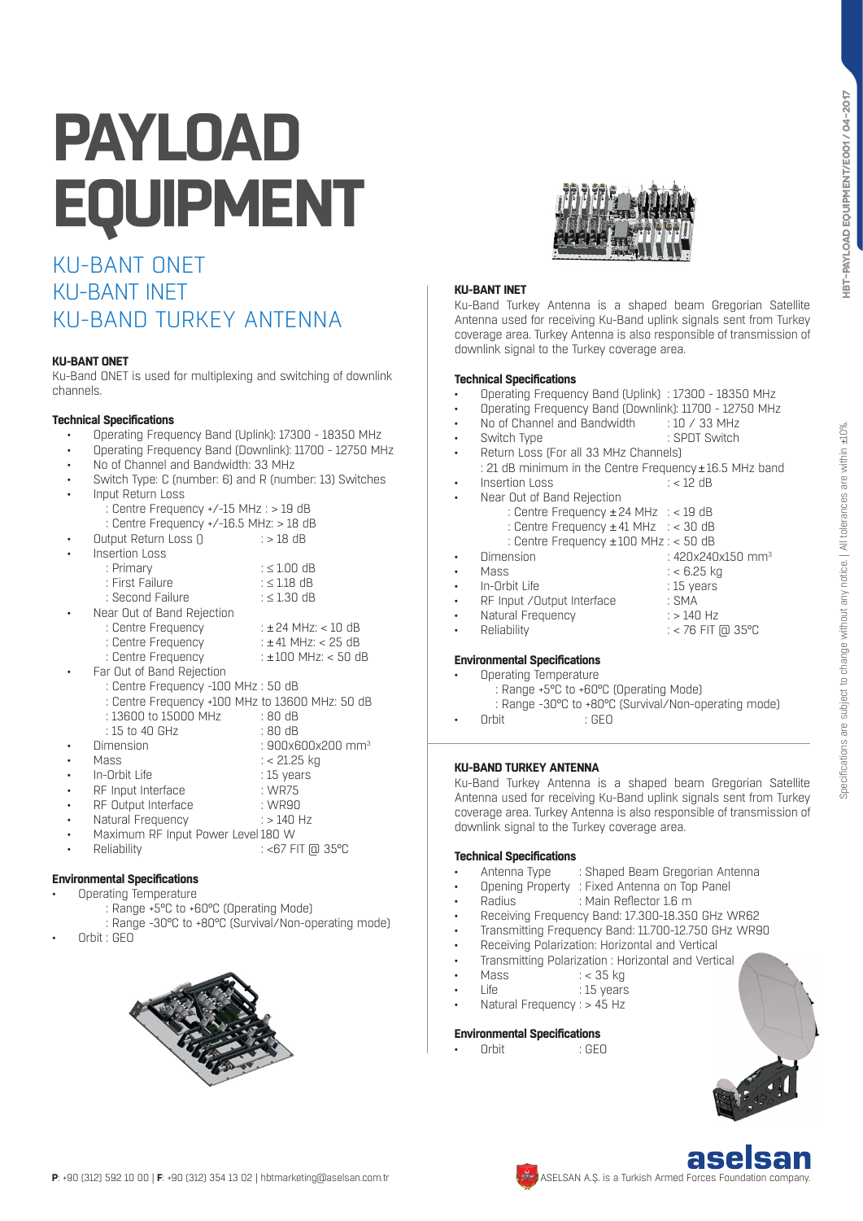# PAYLOAD EQUIPMENT

## KU-BANT ONET
## KU-BANT INET
## KU-BAND TURKEY ANTENNA

### KU-BANT ONET

Ku-Band ONET is used for multiplexing and switching of downlink channels.

#### Technical Specifications

- Operating Frequency Band (Uplink): 17300 - 18350 MHz
- Operating Frequency Band (Downlink): 11700 - 12750 MHz
- No of Channel and Bandwidth: 33 MHz
- Switch Type: C (number: 6) and R (number: 13) Switches
- Input Return Loss
  : Centre Frequency +/-15 MHz : > 19 dB
  : Centre Frequency +/-16.5 MHz: > 18 dB
- Output Return Loss () : > 18 dB
- Insertion Loss
  : Primary : ≤ 1.00 dB
  : First Failure : ≤ 1.18 dB
  : Second Failure : ≤ 1.30 dB
- Near Out of Band Rejection
  : Centre Frequency : ±24 MHz: < 10 dB
  : Centre Frequency : ±41 MHz: < 25 dB
  : Centre Frequency : ±100 MHz: < 50 dB
- Far Out of Band Rejection
  : Centre Frequency -100 MHz : 50 dB
  : Centre Frequency +100 MHz to 13600 MHz: 50 dB
  : 13600 to 15000 MHz : 80 dB
  : 15 to 40 GHz : 80 dB
- Dimension : 900x600x200 mm³
- Mass : < 21.25 kg
- In-Orbit Life : 15 years
- RF Input Interface : WR75
- RF Output Interface : WR90
- Natural Frequency : > 140 Hz
- Maximum RF Input Power Level 180 W
- Reliability : <67 FIT @ 35°C

#### Environmental Specifications

- Operating Temperature
  : Range +5°C to +60°C (Operating Mode)
  : Range -30°C to +80°C (Survival/Non-operating mode)
- Orbit : GEO

### KU-BANT INET

Ku-Band Turkey Antenna is a shaped beam Gregorian Satellite Antenna used for receiving Ku-Band uplink signals sent from Turkey coverage area. Turkey Antenna is also responsible of transmission of downlink signal to the Turkey coverage area.

#### Technical Specifications

- Operating Frequency Band (Uplink) : 17300 - 18350 MHz
- Operating Frequency Band (Downlink): 11700 - 12750 MHz
- No of Channel and Bandwidth : 10 / 33 MHz
- Switch Type : SPDT Switch
- Return Loss (For all 33 MHz Channels)
  : 21 dB minimum in the Centre Frequency ±16.5 MHz band
- Insertion Loss : < 12 dB
- Near Out of Band Rejection
  : Centre Frequency ±24 MHz : < 19 dB
  : Centre Frequency ±41 MHz : < 30 dB
  : Centre Frequency ±100 MHz : < 50 dB
- Dimension : 420x240x150 mm³
- Mass : < 6.25 kg
- In-Orbit Life : 15 years
- RF Input /Output Interface : SMA
- Natural Frequency : > 140 Hz
- Reliability : < 76 FIT @ 35°C

#### Environmental Specifications

- Operating Temperature
  : Range +5°C to +60°C (Operating Mode)
  : Range -30°C to +80°C (Survival/Non-operating mode)
- Orbit : GEO

### KU-BAND TURKEY ANTENNA

Ku-Band Turkey Antenna is a shaped beam Gregorian Satellite Antenna used for receiving Ku-Band uplink signals sent from Turkey coverage area. Turkey Antenna is also responsible of transmission of downlink signal to the Turkey coverage area.

#### Technical Specifications

- Antenna Type : Shaped Beam Gregorian Antenna
- Opening Property : Fixed Antenna on Top Panel
- Radius : Main Reflector 1.6 m
- Receiving Frequency Band: 17.300-18.350 GHz WR62
- Transmitting Frequency Band: 11.700-12.750 GHz WR90
- Receiving Polarization: Horizontal and Vertical
- Transmitting Polarization : Horizontal and Vertical
- Mass : < 35 kg
- Life : 15 years
- Natural Frequency : > 45 Hz

#### Environmental Specifications

- Orbit : GEO

HBT-PAYLOAD EQUIPMENT/E001 / 04-2017

Specifications are subject to change without any notice. | All tolerances are within ±10%.

**P**: +90 (312) 592 10 00 | **F**: +90 (312) 354 13 02 | hbtmarketing@aselsan.com.tr

aselsan

ASELSAN A.Ş. is a Turkish Armed Forces Foundation company.